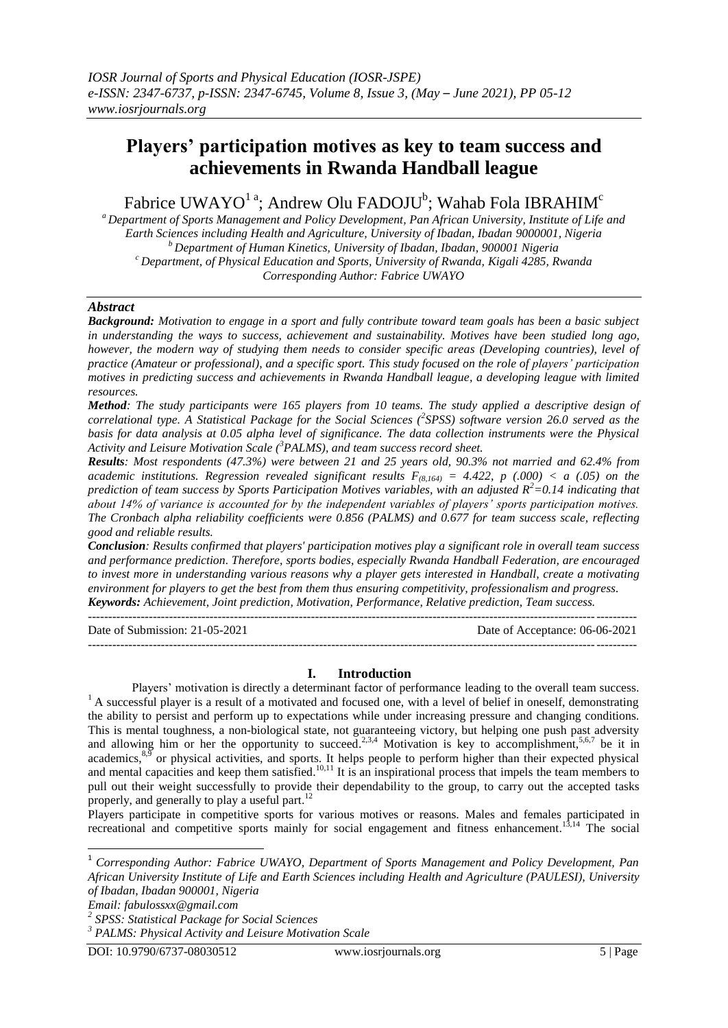# Players' participation motives as key to team success and achievements in Rwanda Handball league

Fabrice UWAYO[1 a]; Andrew Olu FADOJU[b]; Wahab Fola IBRAHIM[c]

[a] *Department of Sports Management and Policy Development, Pan African University, Institute of Life and Earth Sciences including Health them Agriculture, University of Ibadan, Ibadan 9000001, Nigeria*
[b] *Department of Human Kinetics, University of Ibadan, Ibadan, 900001 Nigeria*
[c] *Department, of Physical Education and Sports, University of Rwanda, Kigali 4285, Rwanda*
*Corresponding Author: Fabrice UWAYO*

## Abstract

***Background:*** *Motivation to engage in a sport and fully contribute toward team goals has been a basic subject in understanding the ways to success, achievement and sustainability. Motives have been studied long ago, however, the modern way of studying them needs to consider specific areas (Developing countries), level of practice (Amateur or professional), and a specific sport. This study focused on the role of players' participation motives in predicting success and achievements in Rwanda Handball league, a developing league with limited resources.*

***Method:*** *The study participants were 165 players from 10 teams. The study applied a descriptive design of correlational type. A Statistical Package for the Social Sciences ([2]SPSS) software version 26.0 served as the basis for data analysis at 0.05 alpha level of significance. The data collection instruments were the Physical Activity and Leisure Motivation Scale ([3]PALMS), and team success record sheet.*

***Results:*** *Most respondents (47.3%) were between 21 and 25 years old, 90.3% not married and 62.4% from academic institutions. Regression revealed significant results $F_{(8,164)} = 4.422$, $p (.000) < a (.05)$ on the prediction of team success by Sports Participation Motives variables, with an adjusted $R^2=0.14$ indicating that about 14% of variance is accounted for by the independent variables of players' sports participation motives. The Cronbach alpha reliability coefficients were 0.856 (PALMS) and 0.677 for team success scale, reflecting good and reliable results.*

***Conclusion:*** *Results confirmed that players' participation motives play a significant role in overall team success and performance prediction. Therefore, sports bodies, especially Rwanda Handball Federation, are encouraged to invest more in understanding various reasons why a player gets interested in Handball, create a motivating environment for players to get the best from them thus ensuring competitivity, professionalism and progress.*

***Keywords:*** *Achievement, Joint prediction, Motivation, Performance, Relative prediction, Team success.*

---

Date of Submission: 21-05-2021 | Date of Acceptance: 06-06-2021

---

## I. Introduction

Players' motivation is directly a determinant factor of performance leading to the overall team success.[1] A successful player is a result of a motivated and focused one, with a level of belief in oneself, demonstrating the ability to persist and perform up to expectations while under increasing pressure and changing conditions. This is mental toughness, a non-biological state, not guaranteeing victory, but helping one push past adversity and allowing him or her the opportunity to succeed.[2,3,4] Motivation is key to accomplishment,[5,6,7] be it in academics,[8,9] or physical activities, and sports. It helps people to perform higher than their expected physical and mental capacities and keep them satisfied.[10,11] It is an inspirational process that impels the team members to pull out their weight successfully to provide their dependability to the group, to carry out the accepted tasks properly, and generally to play a useful part.[12]

Players participate in competitive sports for various motives or reasons. Males and females participated in recreational and competitive sports mainly for social engagement and fitness enhancement.[13,14] The social

---

[1] *Corresponding Author: Fabrice UWAYO, Department of Sports Management and Policy Development, Pan African University Institute of Life and Earth Sciences including Health and Agriculture (PAULESI), University of Ibadan, Ibadan 900001, Nigeria*
*Email: fabulossxx@gmail.com*
[2] *SPSS: Statistical Package for Social Sciences*
[3] *PALMS: Physical Activity and Leisure Motivation Scale*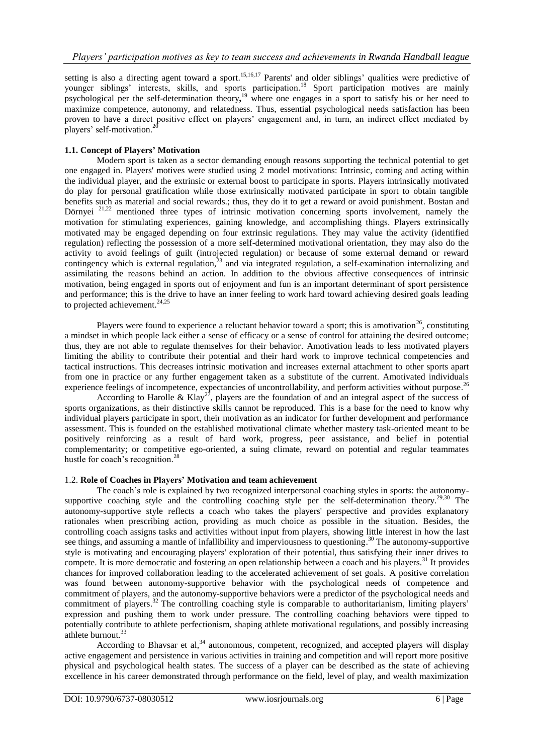setting is also a directing agent toward a sport.[15,16,17] Parents' and older siblings' qualities were predictive of younger siblings' interests, skills, and sports participation.[18] Sport participation motives are mainly psychological per the self-determination theory,[19] where one engages in a sport to satisfy his or her need to maximize competence, autonomy, and relatedness. Thus, essential psychological needs satisfaction has been proven to have a direct positive effect on players' engagement and, in turn, an indirect effect mediated by players' self-motivation.[20]

### 1.1. Concept of Players' Motivation

Modern sport is taken as a sector demanding enough reasons supporting the technical potential to get one engaged in. Players' motives were studied using 2 model motivations: Intrinsic, coming and acting within the individual player, and the extrinsic or external boost to participate in sports. Players intrinsically motivated do play for personal gratification while those extrinsically motivated participate in sport to obtain tangible benefits such as material and social rewards.; thus, they do it to get a reward or avoid punishment. Bostan and Dörnyei [21,22] mentioned three types of intrinsic motivation concerning sports involvement, namely the motivation for stimulating experiences, gaining knowledge, and accomplishing things. Players extrinsically motivated may be engaged depending on four extrinsic regulations. They may value the activity (identified regulation) reflecting the possession of a more self-determined motivational orientation, they may also do the activity to avoid feelings of guilt (introjected regulation) or because of some external demand or reward contingency which is external regulation,[23] and via integrated regulation, a self-examination internalizing and assimilating the reasons behind an action. In addition to the obvious affective consequences of intrinsic motivation, being engaged in sports out of enjoyment and fun is an important determinant of sport persistence and performance; this is the drive to have an inner feeling to work hard toward achieving desired goals leading to projected achievement.[24,25]

Players were found to experience a reluctant behavior toward a sport; this is amotivation[26], constituting a mindset in which people lack either a sense of efficacy or a sense of control for attaining the desired outcome; thus, they are not able to regulate themselves for their behavior. Amotivation leads to less motivated players limiting the ability to contribute their potential and their hard work to improve technical competencies and tactical instructions. This decreases intrinsic motivation and increases external attachment to other sports apart from one in practice or any further engagement taken as a substitute of the current. Amotivated individuals experience feelings of incompetence, expectancies of uncontrollability, and perform activities without purpose.[26]

According to Harolle & Klay[27], players are the foundation of and an integral aspect of the success of sports organizations, as their distinctive skills cannot be reproduced. This is a base for the need to know why individual players participate in sport, their motivation as an indicator for further development and performance assessment. This is founded on the established motivational climate whether mastery task-oriented meant to be positively reinforcing as a result of hard work, progress, peer assistance, and belief in potential complementarity; or competitive ego-oriented, a suing climate, reward on potential and regular teammates hustle for coach's recognition.[28]

### 1.2. **Role of Coaches in Players' Motivation and team achievement**

The coach's role is explained by two recognized interpersonal coaching styles in sports: the autonomy-supportive coaching style and the controlling coaching style per the self-determination theory.[29,30] The autonomy-supportive style reflects a coach who takes the players' perspective and provides explanatory rationales when prescribing action, providing as much choice as possible in the situation. Besides, the controlling coach assigns tasks and activities without input from players, showing little interest in how the last see things, and assuming a mantle of infallibility and imperviousness to questioning.[30] The autonomy-supportive style is motivating and encouraging players' exploration of their potential, thus satisfying their inner drives to compete. It is more democratic and fostering an open relationship between a coach and his players.[31] It provides chances for improved collaboration leading to the accelerated achievement of set goals. A positive correlation was found between autonomy-supportive behavior with the psychological needs of competence and commitment of players, and the autonomy-supportive behaviors were a predictor of the psychological needs and commitment of players.[32] The controlling coaching style is comparable to authoritarianism, limiting players' expression and pushing them to work under pressure. The controlling coaching behaviors were tipped to potentially contribute to athlete perfectionism, shaping athlete motivational regulations, and possibly increasing athlete burnout.[33]

According to Bhavsar et al,[34] autonomous, competent, recognized, and accepted players will display active engagement and persistence in various activities in training and competition and will report more positive physical and psychological health states. The success of a player can be described as the state of achieving excellence in his career demonstrated through performance on the field, level of play, and wealth maximization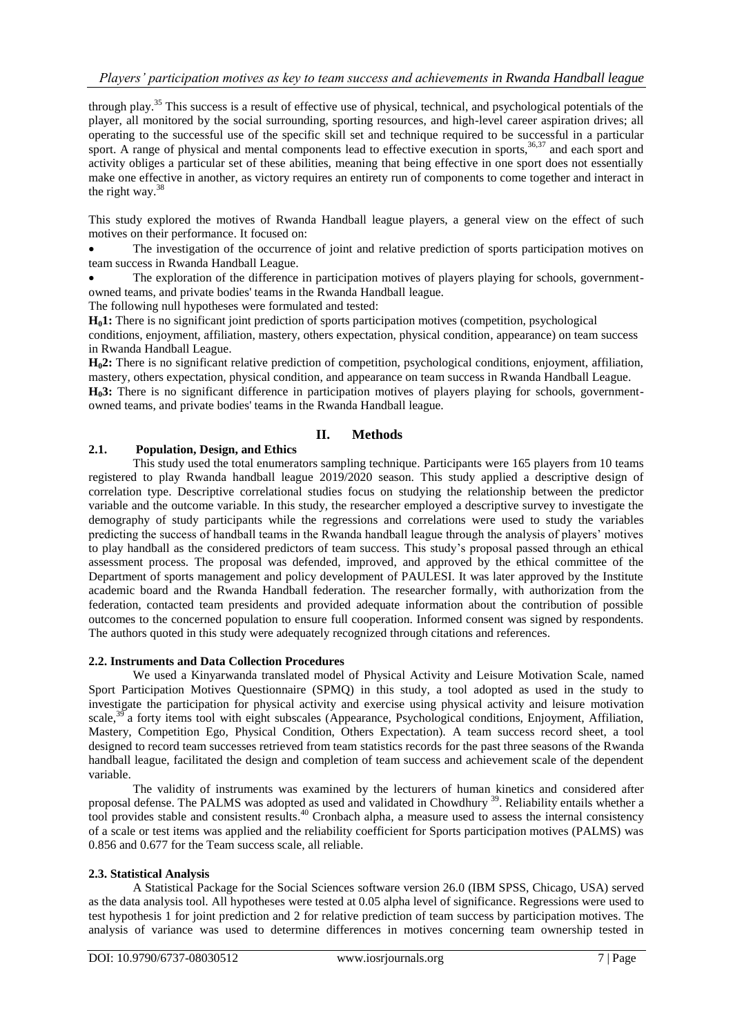through play.[35] This success is a result of effective use of physical, technical, and psychological potentials of the player, all monitored by the social surrounding, sporting resources, and high-level career aspiration drives; all operating to the successful use of the specific skill set and technique required to be successful in a particular sport. A range of physical and mental components lead to effective execution in sports,[36,37] and each sport and activity obliges a particular set of these abilities, meaning that being effective in one sport does not essentially make one effective in another, as victory requires an entirety run of components to come together and interact in the right way.[38]

This study explored the motives of Rwanda Handball league players, a general view on the effect of such motives on their performance. It focused on:

- The investigation of the occurrence of joint and relative prediction of sports participation motives on team success in Rwanda Handball League.
- The exploration of the difference in participation motives of players playing for schools, government-owned teams, and private bodies' teams in the Rwanda Handball league.

The following null hypotheses were formulated and tested:

**$H_0$1:** There is no significant joint prediction of sports participation motives (competition, psychological conditions, enjoyment, affiliation, mastery, others expectation, physical condition, appearance) on team success in Rwanda Handball League.

**$H_0$2:** There is no significant relative prediction of competition, psychological conditions, enjoyment, affiliation, mastery, others expectation, physical condition, and appearance on team success in Rwanda Handball League.

**$H_0$3:** There is no significant difference in participation motives of players playing for schools, government-owned teams, and private bodies' teams in the Rwanda Handball league.

## II. Methods

### 2.1. Population, Design, and Ethics

This study used the total enumerators sampling technique. Participants were 165 players from 10 teams registered to play Rwanda handball league 2019/2020 season. This study applied a descriptive design of correlation type. Descriptive correlational studies focus on studying the relationship between the predictor variable and the outcome variable. In this study, the researcher employed a descriptive survey to investigate the demography of study participants while the regressions and correlations were used to study the variables predicting the success of handball teams in the Rwanda handball league through the analysis of players' motives to play handball as the considered predictors of team success. This study's proposal passed through an ethical assessment process. The proposal was defended, improved, and approved by the ethical committee of the Department of sports management and policy development of PAULESI. It was later approved by the Institute academic board and the Rwanda Handball federation. The researcher formally, with authorization from the federation, contacted team presidents and provided adequate information about the contribution of possible outcomes to the concerned population to ensure full cooperation. Informed consent was signed by respondents. The authors quoted in this study were adequately recognized through citations and references.

### 2.2. Instruments and Data Collection Procedures

We used a Kinyarwanda translated model of Physical Activity and Leisure Motivation Scale, named Sport Participation Motives Questionnaire (SPMQ) in this study, a tool adopted as used in the study to investigate the participation for physical activity and exercise using physical activity and leisure motivation scale,[39] a forty items tool with eight subscales (Appearance, Psychological conditions, Enjoyment, Affiliation, Mastery, Competition Ego, Physical Condition, Others Expectation). A team success record sheet, a tool designed to record team successes retrieved from team statistics records for the past three seasons of the Rwanda handball league, facilitated the design and completion of team success and achievement scale of the dependent variable.

The validity of instruments was examined by the lecturers of human kinetics and considered after proposal defense. The PALMS was adopted as used and validated in Chowdhury [39]. Reliability entails whether a tool provides stable and consistent results.[40] Cronbach alpha, a measure used to assess the internal consistency of a scale or test items was applied and the reliability coefficient for Sports participation motives (PALMS) was 0.856 and 0.677 for the Team success scale, all reliable.

### 2.3. Statistical Analysis

A Statistical Package for the Social Sciences software version 26.0 (IBM SPSS, Chicago, USA) served as the data analysis tool. All hypotheses were tested at 0.05 alpha level of significance. Regressions were used to test hypothesis 1 for joint prediction and 2 for relative prediction of team success by participation motives. The analysis of variance was used to determine differences in motives concerning team ownership tested in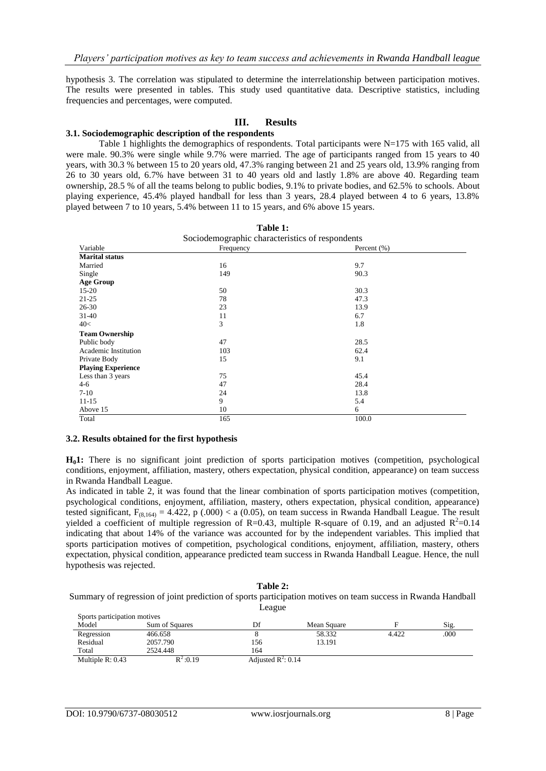hypothesis 3. The correlation was stipulated to determine the interrelationship between participation motives. The results were presented in tables. This study used quantitative data. Descriptive statistics, including frequencies and percentages, were computed.

## III. Results

### 3.1. Sociodemographic description of the respondents

Table 1 highlights the demographics of respondents. Total participants were N=175 with 165 valid, all were male. 90.3% were single while 9.7% were married. The age of participants ranged from 15 years to 40 years, with 30.3 % between 15 to 20 years old, 47.3% ranging between 21 and 25 years old, 13.9% ranging from 26 to 30 years old, 6.7% have between 31 to 40 years old and lastly 1.8% are above 40. Regarding team ownership, 28.5 % of all the teams belong to public bodies, 9.1% to private bodies, and 62.5% to schools. About playing experience, 45.4% played handball for less than 3 years, 28.4 played between 4 to 6 years, 13.8% played between 7 to 10 years, 5.4% between 11 to 15 years, and 6% above 15 years.

**Table 1:**
Sociodemographic characteristics of respondents

| Variable | Frequency | Percent (%) |
|---|---|---|
| **Marital status** | | |
| Married | 16 | 9.7 |
| Single | 149 | 90.3 |
| **Age Group** | | |
| 15-20 | 50 | 30.3 |
| 21-25 | 78 | 47.3 |
| 26-30 | 23 | 13.9 |
| 31-40 | 11 | 6.7 |
| 40< | 3 | 1.8 |
| **Team Ownership** | | |
| Public body | 47 | 28.5 |
| Academic Institution | 103 | 62.4 |
| Private Body | 15 | 9.1 |
| **Playing Experience** | | |
| Less than 3 years | 75 | 45.4 |
| 4-6 | 47 | 28.4 |
| 7-10 | 24 | 13.8 |
| 11-15 | 9 | 5.4 |
| Above 15 | 10 | 6 |
| Total | 165 | 100.0 |

### 3.2. Results obtained for the first hypothesis

**$H_0$1:** There is no significant joint prediction of sports participation motives (competition, psychological conditions, enjoyment, affiliation, mastery, others expectation, physical condition, appearance) on team success in Rwanda Handball League.

As indicated in table 2, it was found that the linear combination of sports participation motives (competition, psychological conditions, enjoyment, affiliation, mastery, others expectation, physical condition, appearance) tested significant, $F_{(8,164)} = 4.422$, p (.000) < a (0.05), on team success in Rwanda Handball League. The result yielded a coefficient of multiple regression of R=0.43, multiple R-square of 0.19, and an adjusted $R^2$=0.14 indicating that about 14% of the variance was accounted for by the independent variables. This implied that sports participation motives of competition, psychological conditions, enjoyment, affiliation, mastery, others expectation, physical condition, appearance predicted team success in Rwanda Handball League. Hence, the null hypothesis was rejected.

**Table 2:**
Summary of regression of joint prediction of sports participation motives on team success in Rwanda Handball League

| Sports participation motives | | | | | |
|---|---|---|---|---|---|
| Model | Sum of Squares | Df | Mean Square | F | Sig. |
| Regression | 466.658 | 8 | 58.332 | 4.422 | .000 |
| Residual | 2057.790 | 156 | 13.191 | | |
| Total | 2524.448 | 164 | | | |
| Multiple R: 0.43 | $R^2$:0.19 | Adjusted $R^2$: 0.14 | | | |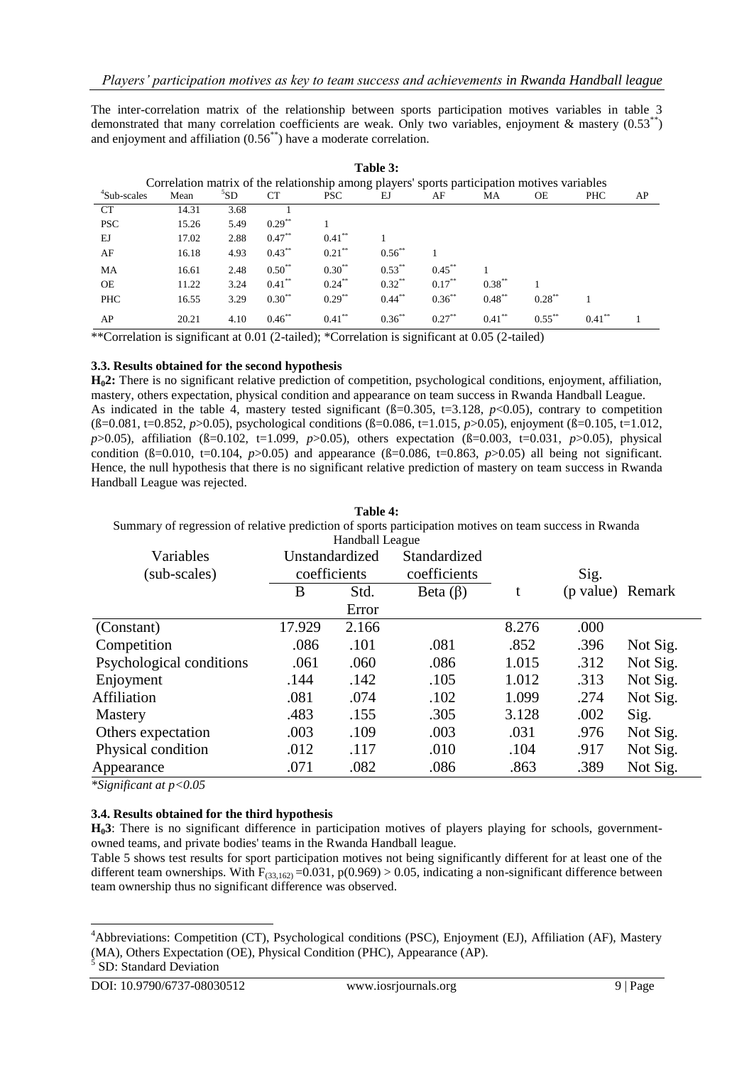The inter-correlation matrix of the relationship between sports participation motives variables in table 3 demonstrated that many correlation coefficients are weak. Only two variables, enjoyment & mastery ($0.53^{**}$) and enjoyment and affiliation ($0.56^{**}$) have a moderate correlation.

**Table 3:**
Correlation matrix of the relationship among players' sports participation motives variables

| Sub-scales[4] | Mean | SD[5] | CT | PSC | EJ | AF | MA | OE | PHC | AP |
|---|---|---|---|---|---|---|---|---|---|---|
| CT | 14.31 | 3.68 | 1 | | | | | | | |
| PSC | 15.26 | 5.49 | $0.29^{**}$ | 1 | | | | | | |
| EJ | 17.02 | 2.88 | $0.47^{**}$ | $0.41^{**}$ | 1 | | | | | |
| AF | 16.18 | 4.93 | $0.43^{**}$ | $0.21^{**}$ | $0.56^{**}$ | 1 | | | | |
| MA | 16.61 | 2.48 | $0.50^{**}$ | $0.30^{**}$ | $0.53^{**}$ | $0.45^{**}$ | 1 | | | |
| OE | 11.22 | 3.24 | $0.41^{**}$ | $0.24^{**}$ | $0.32^{**}$ | $0.17^{**}$ | $0.38^{**}$ | 1 | | |
| PHC | 16.55 | 3.29 | $0.30^{**}$ | $0.29^{**}$ | $0.44^{**}$ | $0.36^{**}$ | $0.48^{**}$ | $0.28^{**}$ | 1 | |
| AP | 20.21 | 4.10 | $0.46^{**}$ | $0.41^{**}$ | $0.36^{**}$ | $0.27^{**}$ | $0.41^{**}$ | $0.55^{**}$ | $0.41^{**}$ | 1 |

**Correlation is significant at 0.01 (2-tailed); *Correlation is significant at 0.05 (2-tailed)

### 3.3. Results obtained for the second hypothesis

**$H_0$2:** There is no significant relative prediction of competition, psychological conditions, enjoyment, affiliation, mastery, others expectation, physical condition and appearance on team success in Rwanda Handball League.
As indicated in the table 4, mastery tested significant (ß=0.305, t=3.128, $p<0.05$), contrary to competition (ß=0.081, t=0.852, $p>0.05$), psychological conditions (ß=0.086, t=1.015, $p>0.05$), enjoyment (ß=0.105, t=1.012, $p>0.05$), affiliation (ß=0.102, t=1.099, $p>0.05$), others expectation (ß=0.003, t=0.031, $p>0.05$), physical condition (ß=0.010, t=0.104, $p>0.05$) and appearance (ß=0.086, t=0.863, $p>0.05$) all being not significant. Hence, the null hypothesis that there is no significant relative prediction of mastery on team success in Rwanda Handball League was rejected.

**Table 4:**
Summary of regression of relative prediction of sports participation motives on team success in Rwanda Handball League

| Variables (sub-scales) | Unstandardized coefficients | | Standardized coefficients | | Sig. | |
|---|---|---|---|---|---|---|
| | B | Std. Error | Beta (β) | t | (p value) | Remark |
| (Constant) | 17.929 | 2.166 | | 8.276 | .000 | |
| Competition | .086 | .101 | .081 | .852 | .396 | Not Sig. |
| Psychological conditions | .061 | .060 | .086 | 1.015 | .312 | Not Sig. |
| Enjoyment | .144 | .142 | .105 | 1.012 | .313 | Not Sig. |
| Affiliation | .081 | .074 | .102 | 1.099 | .274 | Not Sig. |
| Mastery | .483 | .155 | .305 | 3.128 | .002 | Sig. |
| Others expectation | .003 | .109 | .003 | .031 | .976 | Not Sig. |
| Physical condition | .012 | .117 | .010 | .104 | .917 | Not Sig. |
| Appearance | .071 | .082 | .086 | .863 | .389 | Not Sig. |

*\*Significant at $p<0.05$*

### 3.4. Results obtained for the third hypothesis

**$H_0$3**: There is no significant difference in participation motives of players playing for schools, government-owned teams, and private bodies' teams in the Rwanda Handball league.
Table 5 shows test results for sport participation motives not being significantly different for at least one of the different team ownerships. With $F_{(33,162)}=0.031$, $p(0.969) > 0.05$, indicating a non-significant difference between team ownership thus no significant difference was observed.

---

[4] Abbreviations: Competition (CT), Psychological conditions (PSC), Enjoyment (EJ), Affiliation (AF), Mastery (MA), Others Expectation (OE), Physical Condition (PHC), Appearance (AP).
[5] SD: Standard Deviation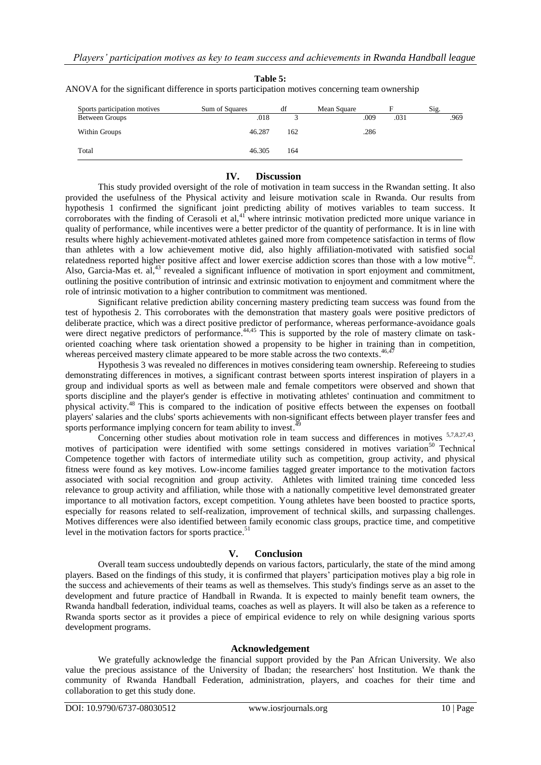**Table 5:**
ANOVA for the significant difference in sports participation motives concerning team ownership

| Sports participation motives | Sum of Squares | df | Mean Square | F | Sig. |
|---|---|---|---|---|---|
| Between Groups | .018 | 3 | .009 | .031 | .969 |
| Within Groups | 46.287 | 162 | .286 | | |
| Total | 46.305 | 164 | | | |

## IV. Discussion

This study provided oversight of the role of motivation in team success in the Rwandan setting. It also provided the usefulness of the Physical activity and leisure motivation scale in Rwanda. Our results from hypothesis 1 confirmed the significant joint predicting ability of motives variables to team success. It corroborates with the finding of Cerasoli et al,[41] where intrinsic motivation predicted more unique variance in quality of performance, while incentives were a better predictor of the quantity of performance. It is in line with results where highly achievement-motivated athletes gained more from competence satisfaction in terms of flow than athletes with a low achievement motive did, also highly affiliation-motivated with satisfied social relatedness reported higher positive affect and lower exercise addiction scores than those with a low motive[42]. Also, Garcia-Mas et. al,[43] revealed a significant influence of motivation in sport enjoyment and commitment, outlining the positive contribution of intrinsic and extrinsic motivation to enjoyment and commitment where the role of intrinsic motivation to a higher contribution to commitment was mentioned.

Significant relative prediction ability concerning mastery predicting team success was found from the test of hypothesis 2. This corroborates with the demonstration that mastery goals were positive predictors of deliberate practice, which was a direct positive predictor of performance, whereas performance-avoidance goals were direct negative predictors of performance.[44,45] This is supported by the role of mastery climate on task-oriented coaching where task orientation showed a propensity to be higher in training than in competition, whereas perceived mastery climate appeared to be more stable across the two contexts.[46,47]

Hypothesis 3 was revealed no differences in motives considering team ownership. Refereeing to studies demonstrating differences in motives, a significant contrast between sports interest inspiration of players in a group and individual sports as well as between male and female competitors were observed and shown that sports discipline and the player's gender is effective in motivating athletes' continuation and commitment to physical activity.[48] This is compared to the indication of positive effects between the expenses on football players' salaries and the clubs' sports achievements with non-significant effects between player transfer fees and sports performance implying concern for team ability to invest.[49]

Concerning other studies about motivation role in team success and differences in motives [5,7,8,27,43], motives of participation were identified with some settings considered in motives variation[50] Technical Competence together with factors of intermediate utility such as competition, group activity, and physical fitness were found as key motives. Low-income families tagged greater importance to the motivation factors associated with social recognition and group activity. Athletes with limited training time conceded less relevance to group activity and affiliation, while those with a nationally competitive level demonstrated greater importance to all motivation factors, except competition. Young athletes have been boosted to practice sports, especially for reasons related to self-realization, improvement of technical skills, and surpassing challenges. Motives differences were also identified between family economic class groups, practice time, and competitive level in the motivation factors for sports practice.[51]

## V. Conclusion

Overall team success undoubtedly depends on various factors, particularly, the state of the mind among players. Based on the findings of this study, it is confirmed that players' participation motives play a big role in the success and achievements of their teams as well as themselves. This study's findings serve as an asset to the development and future practice of Handball in Rwanda. It is expected to mainly benefit team owners, the Rwanda handball federation, individual teams, coaches as well as players. It will also be taken as a reference to Rwanda sports sector as it provides a piece of empirical evidence to rely on while designing various sports development programs.

### Acknowledgement

We gratefully acknowledge the financial support provided by the Pan African University. We also value the precious assistance of the University of Ibadan; the researchers' host Institution. We thank the community of Rwanda Handball Federation, administration, players, and coaches for their time and collaboration to get this study done.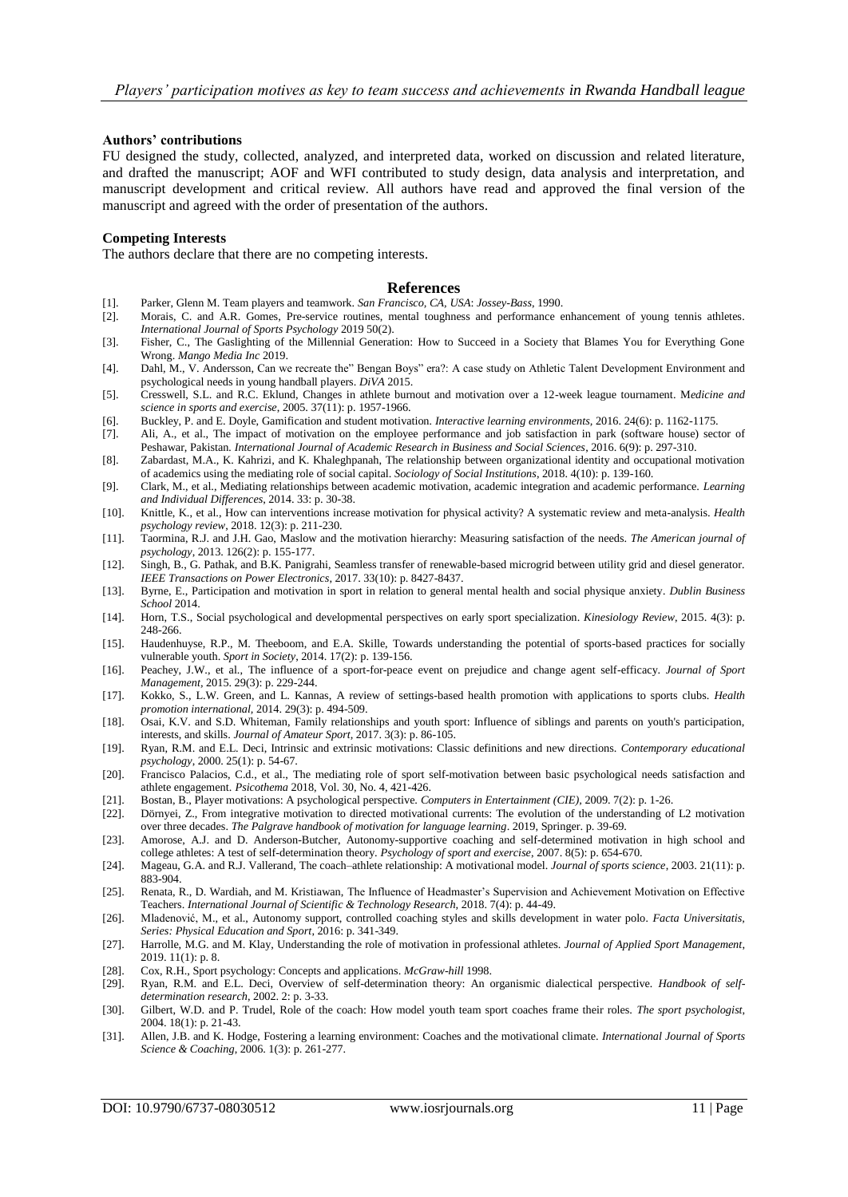### Authors' contributions

FU designed the study, collected, analyzed, and interpreted data, worked on discussion and related literature, and drafted the manuscript; AOF and WFI contributed to study design, data analysis and interpretation, and manuscript development and critical review. All authors have read and approved the final version of the manuscript and agreed with the order of presentation of the authors.

### Competing Interests

The authors declare that there are no competing interests.

## References

- [1]. Parker, Glenn M. Team players and teamwork. *San Francisco, CA, USA: Jossey-Bass*, 1990.
- [2]. Morais, C. and A.R. Gomes, Pre-service routines, mental toughness and performance enhancement of young tennis athletes. *International Journal of Sports Psychology* 2019 50(2).
- [3]. Fisher, C., The Gaslighting of the Millennial Generation: How to Succeed in a Society that Blames You for Everything Gone Wrong. *Mango Media Inc* 2019.
- [4]. Dahl, M., V. Andersson, Can we recreate the" Bengan Boys" era?: A case study on Athletic Talent Development Environment and psychological needs in young handball players. *DiVA* 2015.
- [5]. Cresswell, S.L. and R.C. Eklund, Changes in athlete burnout and motivation over a 12-week league tournament. *Medicine and science in sports and exercise*, 2005. 37(11): p. 1957-1966.
- [6]. Buckley, P. and E. Doyle, Gamification and student motivation. *Interactive learning environments*, 2016. 24(6): p. 1162-1175.
- [7]. Ali, A., et al., The impact of motivation on the employee performance and job satisfaction in park (software house) sector of Peshawar, Pakistan. *International Journal of Academic Research in Business and Social Sciences*, 2016. 6(9): p. 297-310.
- [8]. Zabardast, M.A., K. Kahrizi, and K. Khaleghpanah, The relationship between organizational identity and occupational motivation of academics using the mediating role of social capital. *Sociology of Social Institutions*, 2018. 4(10): p. 139-160.
- [9]. Clark, M., et al., Mediating relationships between academic motivation, academic integration and academic performance. *Learning and Individual Differences*, 2014. 33: p. 30-38.
- [10]. Knittle, K., et al., How can interventions increase motivation for physical activity? A systematic review and meta-analysis. *Health psychology review*, 2018. 12(3): p. 211-230.
- [11]. Taormina, R.J. and J.H. Gao, Maslow and the motivation hierarchy: Measuring satisfaction of the needs. *The American journal of psychology*, 2013. 126(2): p. 155-177.
- [12]. Singh, B., G. Pathak, and B.K. Panigrahi, Seamless transfer of renewable-based microgrid between utility grid and diesel generator. *IEEE Transactions on Power Electronics*, 2017. 33(10): p. 8427-8437.
- [13]. Byrne, E., Participation and motivation in sport in relation to general mental health and social physique anxiety. *Dublin Business School* 2014.
- [14]. Horn, T.S., Social psychological and developmental perspectives on early sport specialization. *Kinesiology Review*, 2015. 4(3): p. 248-266.
- [15]. Haudenhuyse, R.P., M. Theeboom, and E.A. Skille, Towards understanding the potential of sports-based practices for socially vulnerable youth. *Sport in Society*, 2014. 17(2): p. 139-156.
- [16]. Peachey, J.W., et al., The influence of a sport-for-peace event on prejudice and change agent self-efficacy. *Journal of Sport Management*, 2015. 29(3): p. 229-244.
- [17]. Kokko, S., L.W. Green, and L. Kannas, A review of settings-based health promotion with applications to sports clubs. *Health promotion international*, 2014. 29(3): p. 494-509.
- [18]. Osai, K.V. and S.D. Whiteman, Family relationships and youth sport: Influence of siblings and parents on youth's participation, interests, and skills. *Journal of Amateur Sport*, 2017. 3(3): p. 86-105.
- [19]. Ryan, R.M. and E.L. Deci, Intrinsic and extrinsic motivations: Classic definitions and new directions. *Contemporary educational psychology*, 2000. 25(1): p. 54-67.
- [20]. Francisco Palacios, C.d., et al., The mediating role of sport self-motivation between basic psychological needs satisfaction and athlete engagement. *Psicothema* 2018, Vol. 30, No. 4, 421-426.
- [21]. Bostan, B., Player motivations: A psychological perspective. *Computers in Entertainment (CIE)*, 2009. 7(2): p. 1-26.
- [22]. Dörnyei, Z., From integrative motivation to directed motivational currents: The evolution of the understanding of L2 motivation over three decades. *The Palgrave handbook of motivation for language learning*. 2019, Springer. p. 39-69.
- [23]. Amorose, A.J. and D. Anderson-Butcher, Autonomy-supportive coaching and self-determined motivation in high school and college athletes: A test of self-determination theory. *Psychology of sport and exercise*, 2007. 8(5): p. 654-670.
- [24]. Mageau, G.A. and R.J. Vallerand, The coach–athlete relationship: A motivational model. *Journal of sports science*, 2003. 21(11): p. 883-904.
- [25]. Renata, R., D. Wardiah, and M. Kristiawan, The Influence of Headmaster's Supervision and Achievement Motivation on Effective Teachers. *International Journal of Scientific & Technology Research*, 2018. 7(4): p. 44-49.
- [26]. Mladenović, M., et al., Autonomy support, controlled coaching styles and skills development in water polo. *Facta Universitatis, Series: Physical Education and Sport*, 2016: p. 341-349.
- [27]. Harrolle, M.G. and M. Klay, Understanding the role of motivation in professional athletes. *Journal of Applied Sport Management*, 2019. 11(1): p. 8.
- [28]. Cox, R.H., Sport psychology: Concepts and applications. *McGraw-hill* 1998.
- [29]. Ryan, R.M. and E.L. Deci, Overview of self-determination theory: An organismic dialectical perspective. *Handbook of self-determination research*, 2002. 2: p. 3-33.
- [30]. Gilbert, W.D. and P. Trudel, Role of the coach: How model youth team sport coaches frame their roles. *The sport psychologist*, 2004. 18(1): p. 21-43.
- [31]. Allen, J.B. and K. Hodge, Fostering a learning environment: Coaches and the motivational climate. *International Journal of Sports Science & Coaching*, 2006. 1(3): p. 261-277.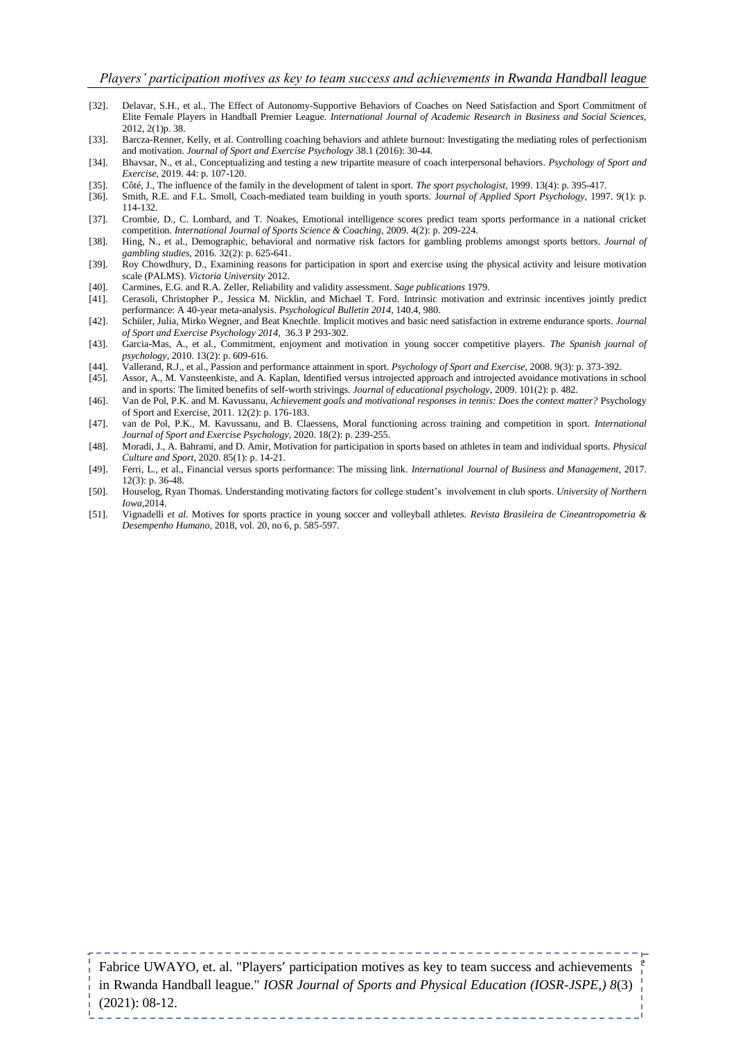[32]. Delavar, S.H., et al., The Effect of Autonomy-Supportive Behaviors of Coaches on Need Satisfaction and Sport Commitment of Elite Female Players in Handball Premier League. *International Journal of Academic Research in Business and Social Sciences,* 2012, 2(1)p. 38.

[33]. Barcza-Renner, Kelly, et al. Controlling coaching behaviors and athlete burnout: Investigating the mediating roles of perfectionism and motivation. *Journal of Sport and Exercise Psychology* 38.1 (2016): 30-44.

[34]. Bhavsar, N., et al., Conceptualizing and testing a new tripartite measure of coach interpersonal behaviors. *Psychology of Sport and Exercise*, 2019. 44: p. 107-120.

[35]. Côté, J., The influence of the family in the development of talent in sport. *The sport psychologist*, 1999. 13(4): p. 395-417.

[36]. Smith, R.E. and F.L. Smoll, Coach-mediated team building in youth sports. *Journal of Applied Sport Psychology,* 1997. 9(1): p. 114-132.

[37]. Crombie, D., C. Lombard, and T. Noakes, Emotional intelligence scores predict team sports performance in a national cricket competition. *International Journal of Sports Science & Coaching,* 2009. 4(2): p. 209-224.

[38]. Hing, N., et al., Demographic, behavioral and normative risk factors for gambling problems amongst sports bettors. *Journal of gambling studies*, 2016. 32(2): p. 625-641.

[39]. Roy Chowdhury, D., Examining reasons for participation in sport and exercise using the physical activity and leisure motivation scale (PALMS). *Victoria University* 2012.

[40]. Carmines, E.G. and R.A. Zeller, Reliability and validity assessment. *Sage publications* 1979.

[41]. Cerasoli, Christopher P., Jessica M. Nicklin, and Michael T. Ford. Intrinsic motivation and extrinsic incentives jointly predict performance: A 40-year meta-analysis. *Psychological Bulletin 2014*, 140.4, 980.

[42]. Schüler, Julia, Mirko Wegner, and Beat Knechtle. Implicit motives and basic need satisfaction in extreme endurance sports. *Journal of Sport and Exercise Psychology 2014,* 36.3 P 293-302.

[43]. Garcia-Mas, A., et al., Commitment, enjoyment and motivation in young soccer competitive players. *The Spanish journal of psychology*, 2010. 13(2): p. 609-616.

[44]. Vallerand, R.J., et al., Passion and performance attainment in sport. *Psychology of Sport and Exercise,* 2008. 9(3): p. 373-392.

[45]. Assor, A., M. Vansteenkiste, and A. Kaplan, Identified versus introjected approach and introjected avoidance motivations in school and in sports: The limited benefits of self-worth strivings. *Journal of educational psychology*, 2009. 101(2): p. 482.

[46]. Van de Pol, P.K. and M. Kavussanu, *Achievement goals and motivational responses in tennis: Does the context matter?* Psychology of Sport and Exercise, 2011. 12(2): p. 176-183.

[47]. van de Pol, P.K., M. Kavussanu, and B. Claessens, Moral functioning across training and competition in sport. *International Journal of Sport and Exercise Psychology*, 2020. 18(2): p. 239-255.

[48]. Moradi, J., A. Bahrami, and D. Amir, Motivation for participation in sports based on athletes in team and individual sports. *Physical Culture and Sport*, 2020. 85(1): p. 14-21.

[49]. Ferri, L., et al., Financial versus sports performance: The missing link. *International Journal of Business and Management,* 2017. 12(3): p. 36-48.

[50]. Houselog, Ryan Thomas. Understanding motivating factors for college student's involvement in club sports. *University of Northern Iowa,*2014.

[51]. Vignadelli *et al.* Motives for sports practice in young soccer and volleyball athletes. *Revista Brasileira de Cineantropometria & Desempenho Humano,* 2018, vol. 20, no 6, p. 585-597.

Fabrice UWAYO, et. al. "Players' participation motives as key to team success and achievements in Rwanda Handball league." *IOSR Journal of Sports and Physical Education (IOSR-JSPE,) 8*(3) (2021): 08-12.